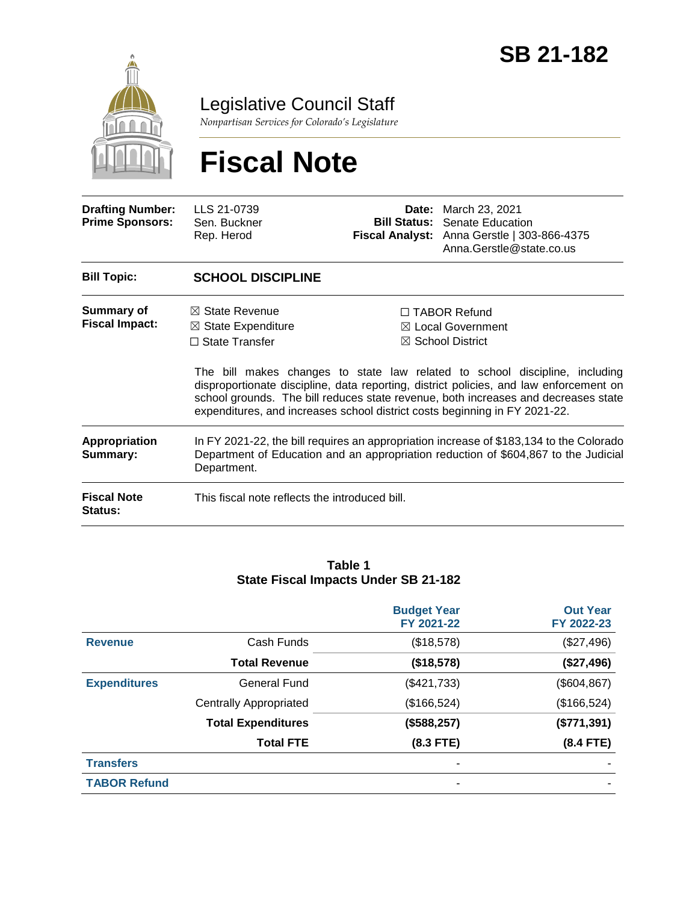# SB 21-182

## Legislative Council Staff

*Nonpartisan Services for Colorado's Legislature*

# Fiscal Note

| | | | |
|---|---|---|---|
| **Drafting Number:** | LLS 21-0739 | **Date:** | March 23, 2021 |
| **Prime Sponsors:** | Sen. Buckner<br>Rep. Herod | **Bill Status:** | Senate Education |
| | | **Fiscal Analyst:** | Anna Gerstle \| 303-866-4375<br>Anna.Gerstle@state.co.us |

| | |
|---|---|
| **Bill Topic:** | **SCHOOL DISCIPLINE** |
| **Summary of Fiscal Impact:** | ☒ State Revenue<br>☒ State Expenditure<br>☐ State Transfer<br>☐ TABOR Refund<br>☒ Local Government<br>☒ School District<br><br>The bill makes changes to state law related to school discipline, including disproportionate discipline, data reporting, district policies, and law enforcement on school grounds. The bill reduces state revenue, both increases and decreases state expenditures, and increases school district costs beginning in FY 2021-22. |
| **Appropriation Summary:** | In FY 2021-22, the bill requires an appropriation increase of $183,134 to the Colorado Department of Education and an appropriation reduction of $604,867 to the Judicial Department. |
| **Fiscal Note Status:** | This fiscal note reflects the introduced bill. |

**Table 1**
**State Fiscal Impacts Under SB 21-182**

| | | Budget Year FY 2021-22 | Out Year FY 2022-23 |
|---|---|---|---|
| **Revenue** | Cash Funds | ($18,578) | ($27,496) |
| | **Total Revenue** | **($18,578)** | **($27,496)** |
| **Expenditures** | General Fund | ($421,733) | ($604,867) |
| | Centrally Appropriated | ($166,524) | ($166,524) |
| | **Total Expenditures** | **($588,257)** | **($771,391)** |
| | **Total FTE** | **(8.3 FTE)** | **(8.4 FTE)** |
| **Transfers** | | - | - |
| **TABOR Refund** | | - | - |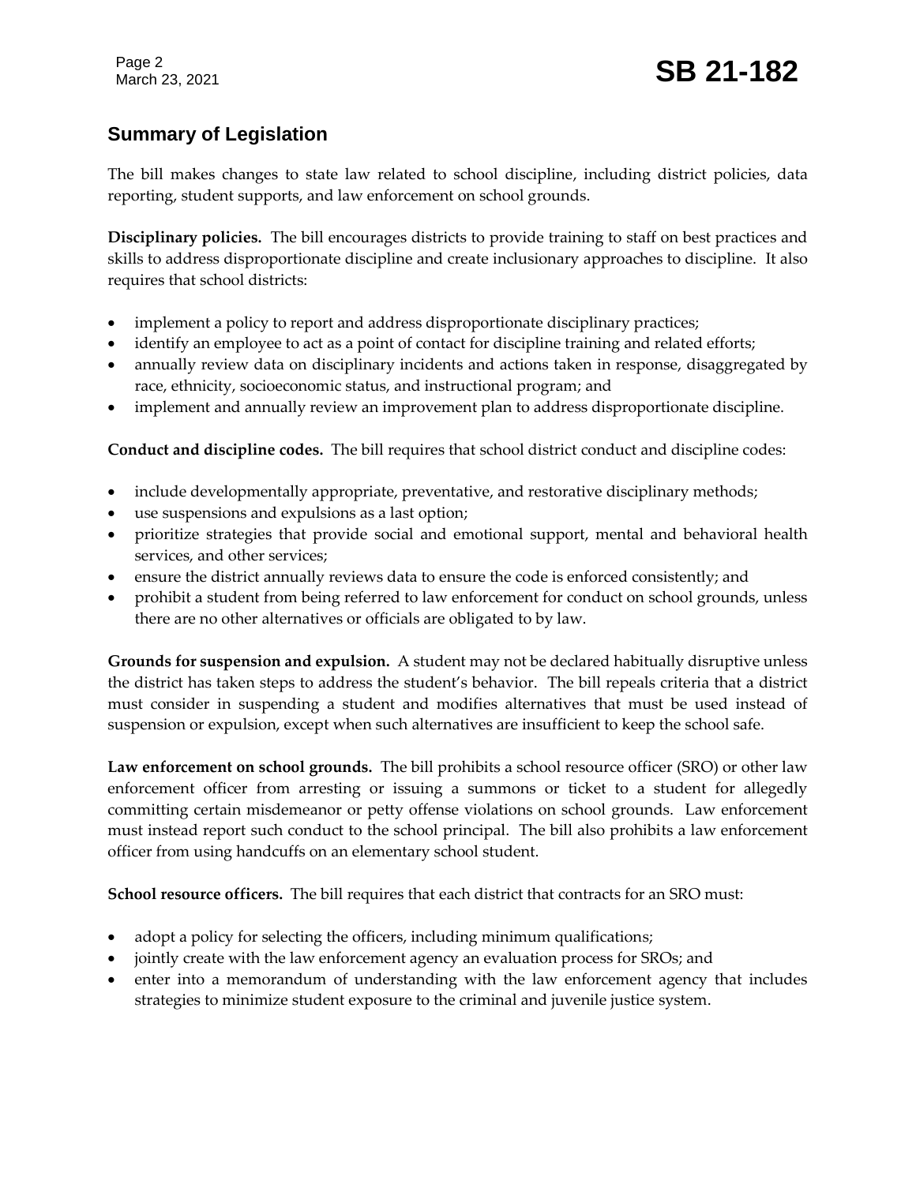## Summary of Legislation

The bill makes changes to state law related to school discipline, including district policies, data reporting, student supports, and law enforcement on school grounds.

**Disciplinary policies.** The bill encourages districts to provide training to staff on best practices and skills to address disproportionate discipline and create inclusionary approaches to discipline. It also requires that school districts:

- implement a policy to report and address disproportionate disciplinary practices;
- identify an employee to act as a point of contact for discipline training and related efforts;
- annually review data on disciplinary incidents and actions taken in response, disaggregated by race, ethnicity, socioeconomic status, and instructional program; and
- implement and annually review an improvement plan to address disproportionate discipline.

**Conduct and discipline codes.** The bill requires that school district conduct and discipline codes:

- include developmentally appropriate, preventative, and restorative disciplinary methods;
- use suspensions and expulsions as a last option;
- prioritize strategies that provide social and emotional support, mental and behavioral health services, and other services;
- ensure the district annually reviews data to ensure the code is enforced consistently; and
- prohibit a student from being referred to law enforcement for conduct on school grounds, unless there are no other alternatives or officials are obligated to by law.

**Grounds for suspension and expulsion.** A student may not be declared habitually disruptive unless the district has taken steps to address the student's behavior. The bill repeals criteria that a district must consider in suspending a student and modifies alternatives that must be used instead of suspension or expulsion, except when such alternatives are insufficient to keep the school safe.

**Law enforcement on school grounds.** The bill prohibits a school resource officer (SRO) or other law enforcement officer from arresting or issuing a summons or ticket to a student for allegedly committing certain misdemeanor or petty offense violations on school grounds. Law enforcement must instead report such conduct to the school principal. The bill also prohibits a law enforcement officer from using handcuffs on an elementary school student.

**School resource officers.** The bill requires that each district that contracts for an SRO must:

- adopt a policy for selecting the officers, including minimum qualifications;
- jointly create with the law enforcement agency an evaluation process for SROs; and
- enter into a memorandum of understanding with the law enforcement agency that includes strategies to minimize student exposure to the criminal and juvenile justice system.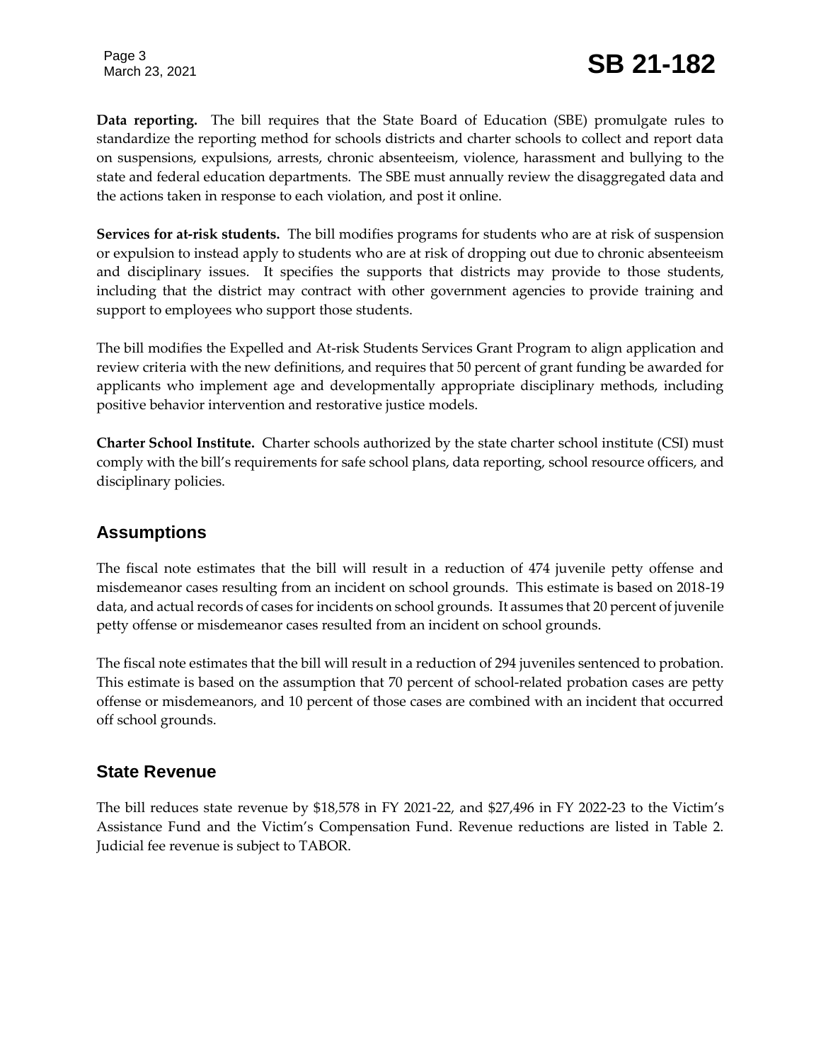**Data reporting.** The bill requires that the State Board of Education (SBE) promulgate rules to standardize the reporting method for schools districts and charter schools to collect and report data on suspensions, expulsions, arrests, chronic absenteeism, violence, harassment and bullying to the state and federal education departments. The SBE must annually review the disaggregated data and the actions taken in response to each violation, and post it online.

**Services for at-risk students.** The bill modifies programs for students who are at risk of suspension or expulsion to instead apply to students who are at risk of dropping out due to chronic absenteeism and disciplinary issues. It specifies the supports that districts may provide to those students, including that the district may contract with other government agencies to provide training and support to employees who support those students.

The bill modifies the Expelled and At-risk Students Services Grant Program to align application and review criteria with the new definitions, and requires that 50 percent of grant funding be awarded for applicants who implement age and developmentally appropriate disciplinary methods, including positive behavior intervention and restorative justice models.

**Charter School Institute.** Charter schools authorized by the state charter school institute (CSI) must comply with the bill's requirements for safe school plans, data reporting, school resource officers, and disciplinary policies.

## Assumptions

The fiscal note estimates that the bill will result in a reduction of 474 juvenile petty offense and misdemeanor cases resulting from an incident on school grounds. This estimate is based on 2018-19 data, and actual records of cases for incidents on school grounds. It assumes that 20 percent of juvenile petty offense or misdemeanor cases resulted from an incident on school grounds.

The fiscal note estimates that the bill will result in a reduction of 294 juveniles sentenced to probation. This estimate is based on the assumption that 70 percent of school-related probation cases are petty offense or misdemeanors, and 10 percent of those cases are combined with an incident that occurred off school grounds.

## State Revenue

The bill reduces state revenue by $18,578 in FY 2021-22, and $27,496 in FY 2022-23 to the Victim's Assistance Fund and the Victim's Compensation Fund. Revenue reductions are listed in Table 2. Judicial fee revenue is subject to TABOR.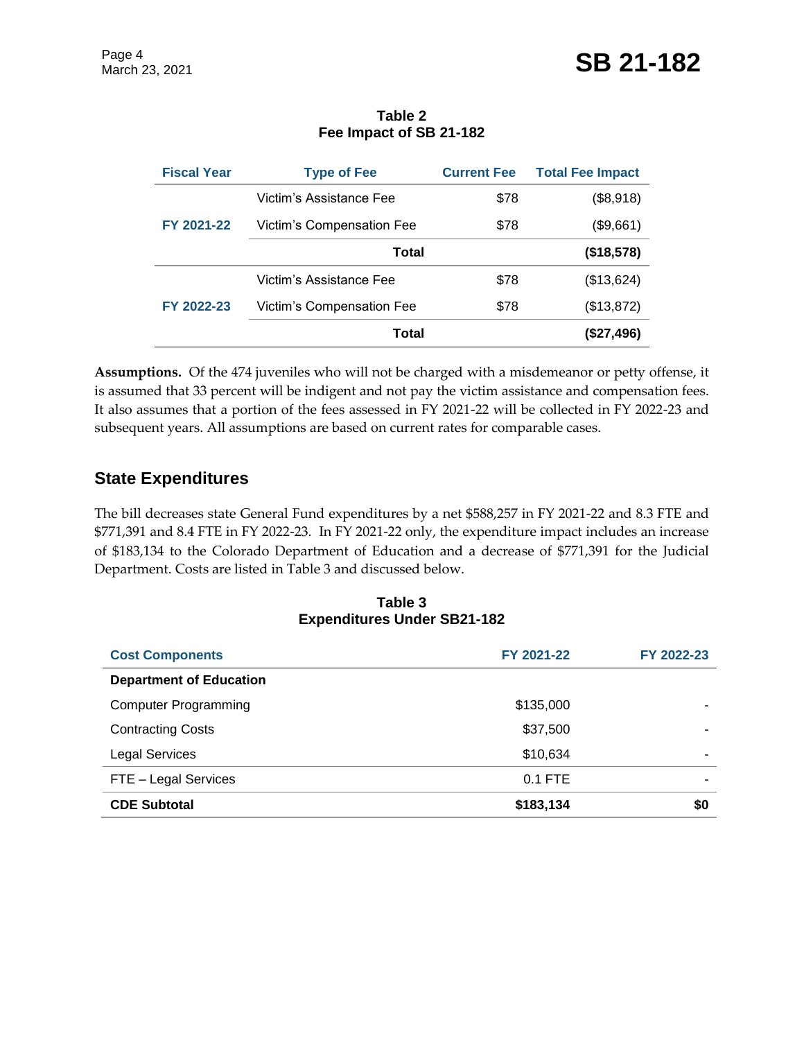**Table 2**
**Fee Impact of SB 21-182**

| Fiscal Year | Type of Fee | Current Fee | Total Fee Impact |
|---|---|---|---|
| FY 2021-22 | Victim's Assistance Fee | $78 | ($8,918) |
| | Victim's Compensation Fee | $78 | ($9,661) |
| | **Total** | | **($18,578)** |
| FY 2022-23 | Victim's Assistance Fee | $78 | ($13,624) |
| | Victim's Compensation Fee | $78 | ($13,872) |
| | **Total** | | **($27,496)** |

**Assumptions.** Of the 474 juveniles who will not be charged with a misdemeanor or petty offense, it is assumed that 33 percent will be indigent and not pay the victim assistance and compensation fees. It also assumes that a portion of the fees assessed in FY 2021-22 will be collected in FY 2022-23 and subsequent years. All assumptions are based on current rates for comparable cases.

## State Expenditures

The bill decreases state General Fund expenditures by a net $588,257 in FY 2021-22 and 8.3 FTE and $771,391 and 8.4 FTE in FY 2022-23. In FY 2021-22 only, the expenditure impact includes an increase of $183,134 to the Colorado Department of Education and a decrease of $771,391 for the Judicial Department. Costs are listed in Table 3 and discussed below.

**Table 3**
**Expenditures Under SB21-182**

| Cost Components | FY 2021-22 | FY 2022-23 |
|---|---|---|
| **Department of Education** | | |
| Computer Programming | $135,000 | - |
| Contracting Costs | $37,500 | - |
| Legal Services | $10,634 | - |
| FTE – Legal Services | 0.1 FTE | - |
| **CDE Subtotal** | **$183,134** | **$0** |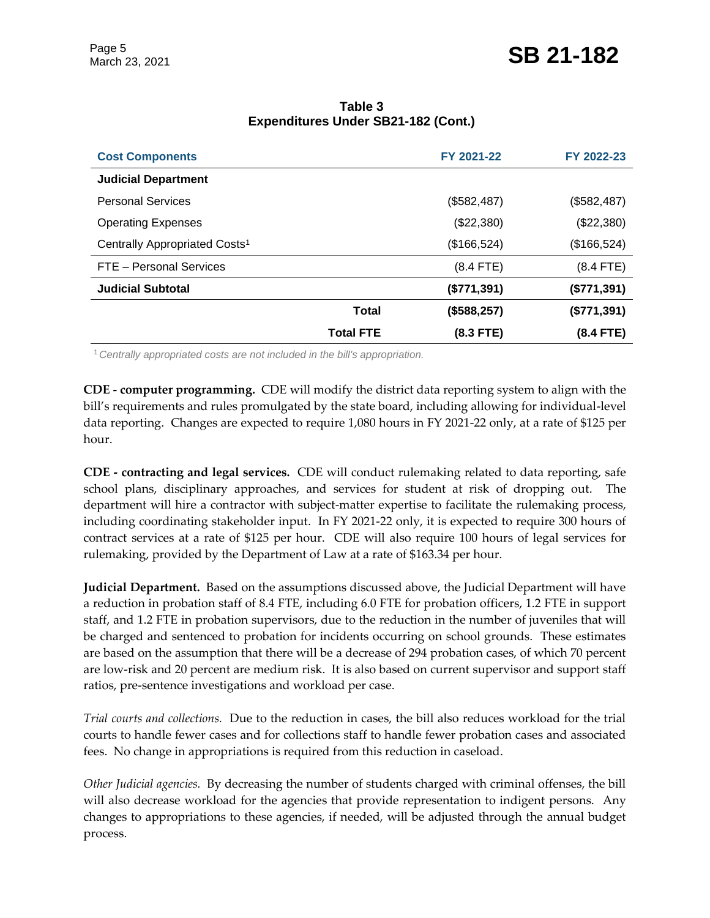**Table 3**
**Expenditures Under SB21-182 (Cont.)**

| Cost Components | | FY 2021-22 | FY 2022-23 |
|---|---|---|---|
| **Judicial Department** | | | |
| Personal Services | | ($582,487) | ($582,487) |
| Operating Expenses | | ($22,380) | ($22,380) |
| Centrally Appropriated Costs[1] | | ($166,524) | ($166,524) |
| FTE – Personal Services | | (8.4 FTE) | (8.4 FTE) |
| **Judicial Subtotal** | | **($771,391)** | **($771,391)** |
| | **Total** | **($588,257)** | **($771,391)** |
| | **Total FTE** | **(8.3 FTE)** | **(8.4 FTE)** |

[1] *Centrally appropriated costs are not included in the bill's appropriation.*

**CDE - computer programming.** CDE will modify the district data reporting system to align with the bill's requirements and rules promulgated by the state board, including allowing for individual-level data reporting. Changes are expected to require 1,080 hours in FY 2021-22 only, at a rate of $125 per hour.

**CDE - contracting and legal services.** CDE will conduct rulemaking related to data reporting, safe school plans, disciplinary approaches, and services for student at risk of dropping out. The department will hire a contractor with subject-matter expertise to facilitate the rulemaking process, including coordinating stakeholder input. In FY 2021-22 only, it is expected to require 300 hours of contract services at a rate of $125 per hour. CDE will also require 100 hours of legal services for rulemaking, provided by the Department of Law at a rate of $163.34 per hour.

**Judicial Department.** Based on the assumptions discussed above, the Judicial Department will have a reduction in probation staff of 8.4 FTE, including 6.0 FTE for probation officers, 1.2 FTE in support staff, and 1.2 FTE in probation supervisors, due to the reduction in the number of juveniles that will be charged and sentenced to probation for incidents occurring on school grounds. These estimates are based on the assumption that there will be a decrease of 294 probation cases, of which 70 percent are low-risk and 20 percent are medium risk. It is also based on current supervisor and support staff ratios, pre-sentence investigations and workload per case.

*Trial courts and collections.* Due to the reduction in cases, the bill also reduces workload for the trial courts to handle fewer cases and for collections staff to handle fewer probation cases and associated fees. No change in appropriations is required from this reduction in caseload.

*Other Judicial agencies.* By decreasing the number of students charged with criminal offenses, the bill will also decrease workload for the agencies that provide representation to indigent persons. Any changes to appropriations to these agencies, if needed, will be adjusted through the annual budget process.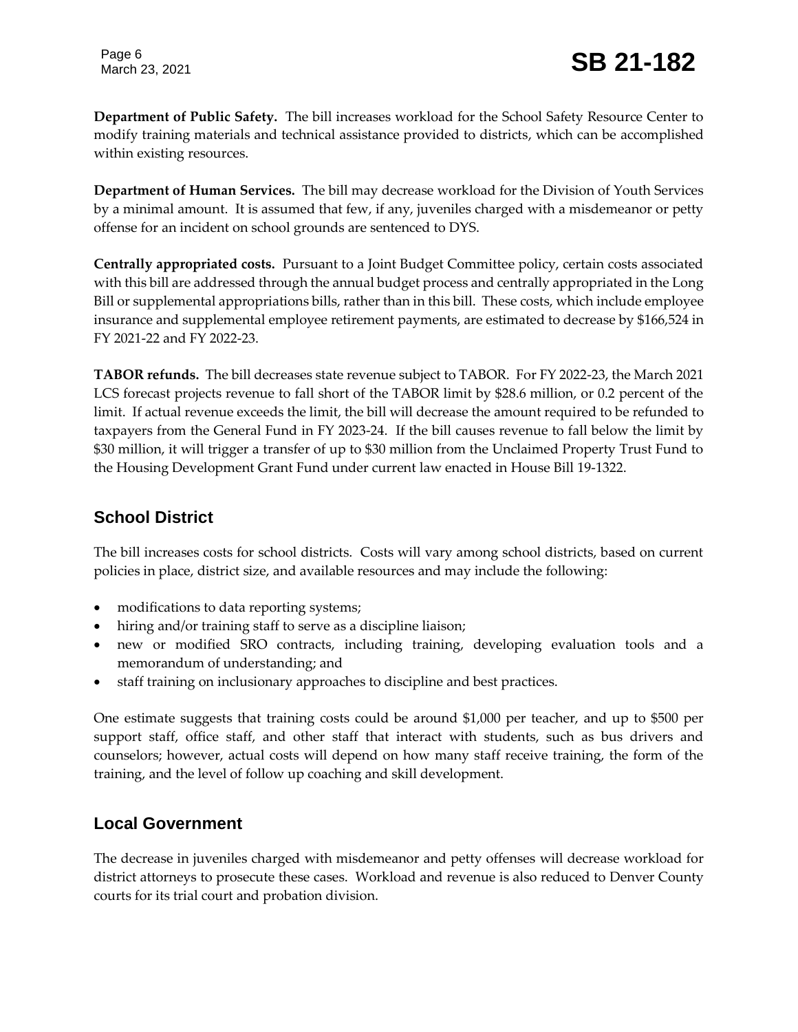**Department of Public Safety.** The bill increases workload for the School Safety Resource Center to modify training materials and technical assistance provided to districts, which can be accomplished within existing resources.

**Department of Human Services.** The bill may decrease workload for the Division of Youth Services by a minimal amount. It is assumed that few, if any, juveniles charged with a misdemeanor or petty offense for an incident on school grounds are sentenced to DYS.

**Centrally appropriated costs.** Pursuant to a Joint Budget Committee policy, certain costs associated with this bill are addressed through the annual budget process and centrally appropriated in the Long Bill or supplemental appropriations bills, rather than in this bill. These costs, which include employee insurance and supplemental employee retirement payments, are estimated to decrease by $166,524 in FY 2021-22 and FY 2022-23.

**TABOR refunds.** The bill decreases state revenue subject to TABOR. For FY 2022-23, the March 2021 LCS forecast projects revenue to fall short of the TABOR limit by $28.6 million, or 0.2 percent of the limit. If actual revenue exceeds the limit, the bill will decrease the amount required to be refunded to taxpayers from the General Fund in FY 2023-24. If the bill causes revenue to fall below the limit by $30 million, it will trigger a transfer of up to $30 million from the Unclaimed Property Trust Fund to the Housing Development Grant Fund under current law enacted in House Bill 19-1322.

## School District

The bill increases costs for school districts. Costs will vary among school districts, based on current policies in place, district size, and available resources and may include the following:

- modifications to data reporting systems;
- hiring and/or training staff to serve as a discipline liaison;
- new or modified SRO contracts, including training, developing evaluation tools and a memorandum of understanding; and
- staff training on inclusionary approaches to discipline and best practices.

One estimate suggests that training costs could be around $1,000 per teacher, and up to $500 per support staff, office staff, and other staff that interact with students, such as bus drivers and counselors; however, actual costs will depend on how many staff receive training, the form of the training, and the level of follow up coaching and skill development.

## Local Government

The decrease in juveniles charged with misdemeanor and petty offenses will decrease workload for district attorneys to prosecute these cases. Workload and revenue is also reduced to Denver County courts for its trial court and probation division.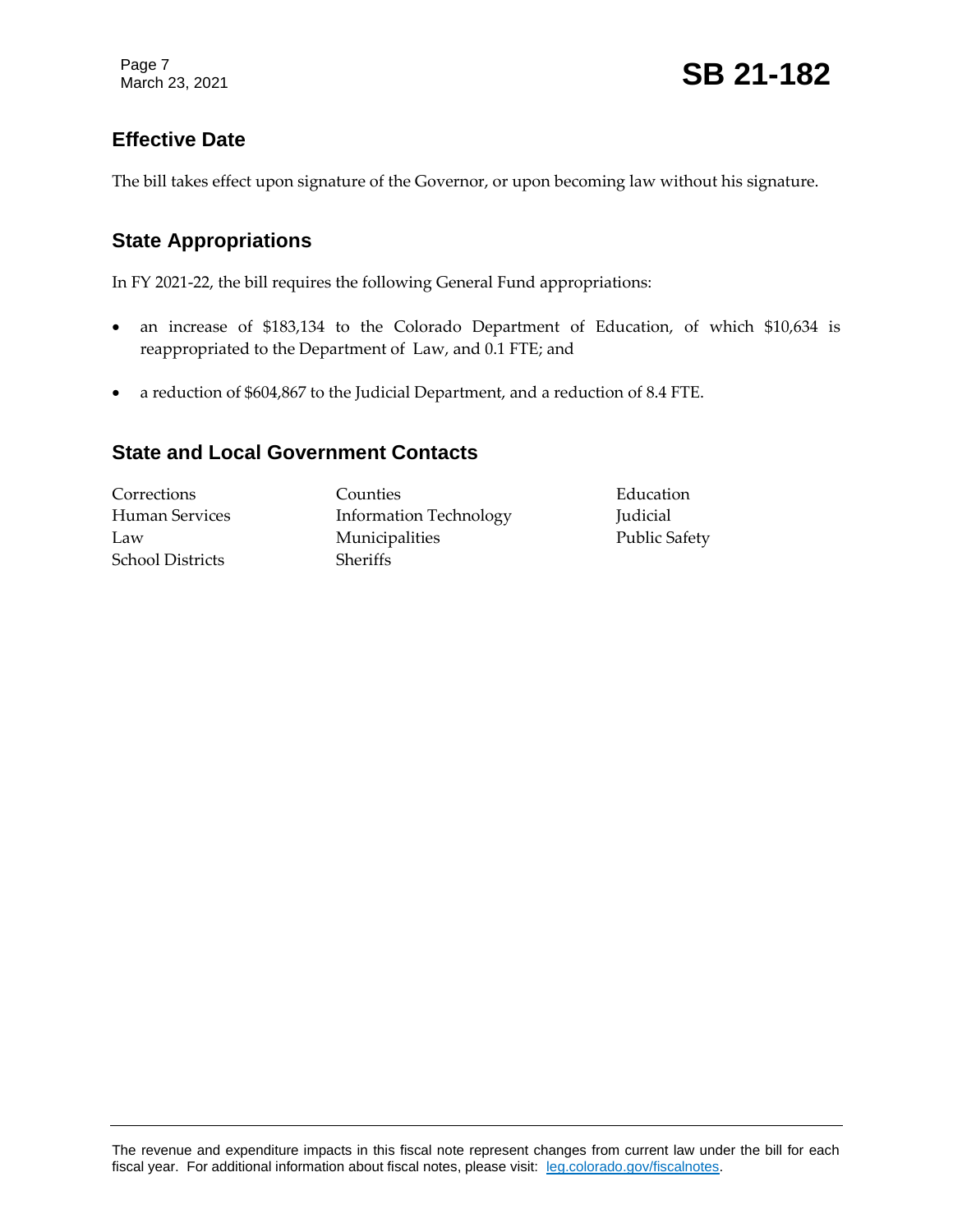## Effective Date

The bill takes effect upon signature of the Governor, or upon becoming law without his signature.

## State Appropriations

In FY 2021-22, the bill requires the following General Fund appropriations:

- an increase of $183,134 to the Colorado Department of Education, of which $10,634 is reappropriated to the Department of Law, and 0.1 FTE; and
- a reduction of $604,867 to the Judicial Department, and a reduction of 8.4 FTE.

## State and Local Government Contacts

Corrections
Counties
Education
Human Services
Information Technology
Judicial
Law
Municipalities
Public Safety
School Districts
Sheriffs

The revenue and expenditure impacts in this fiscal note represent changes from current law under the bill for each fiscal year. For additional information about fiscal notes, please visit: leg.colorado.gov/fiscalnotes.